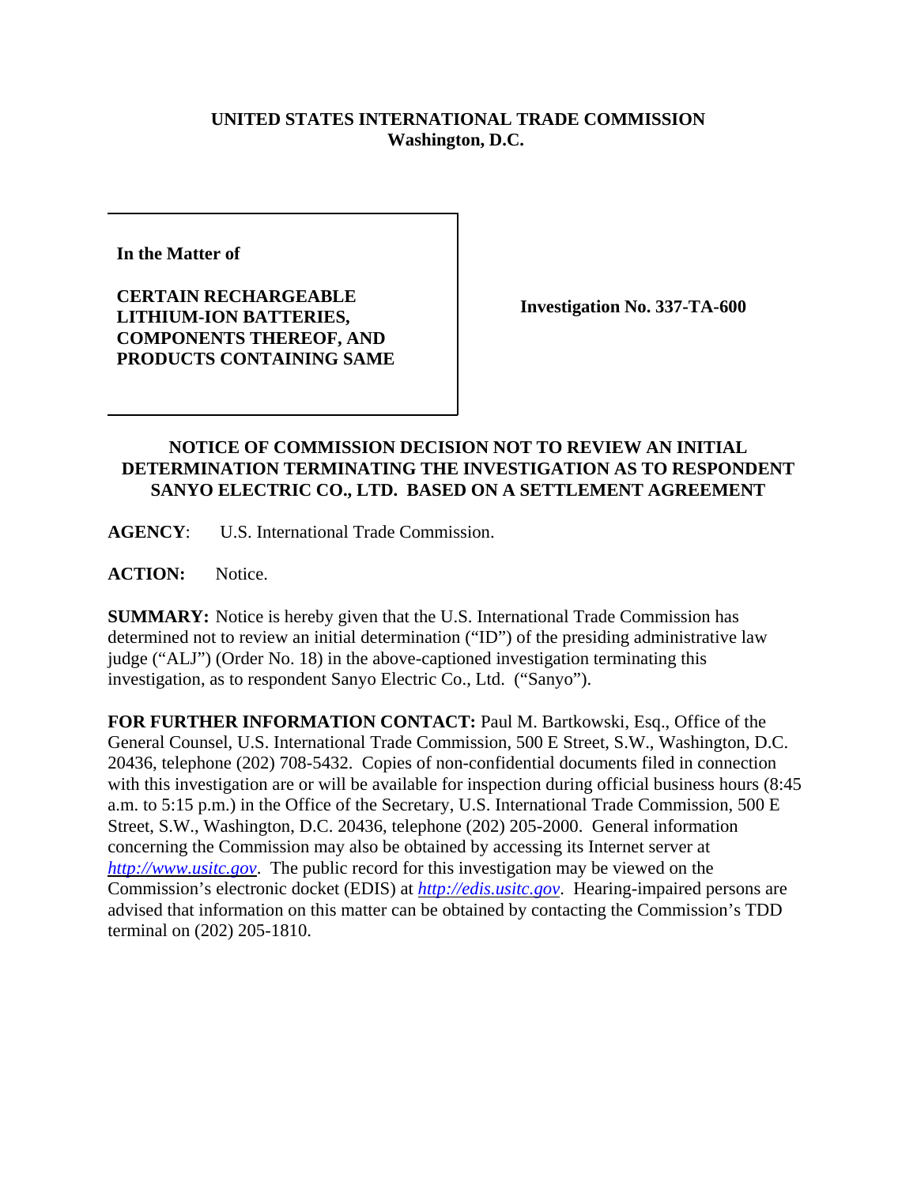**UNITED STATES INTERNATIONAL TRADE COMMISSION**
**Washington, D.C.**

| | |
|---|---|
| **In the Matter of**<br><br>**CERTAIN RECHARGEABLE LITHIUM-ION BATTERIES, COMPONENTS THEREOF, AND PRODUCTS CONTAINING SAME** | **Investigation No. 337-TA-600** |

## NOTICE OF COMMISSION DECISION NOT TO REVIEW AN INITIAL DETERMINATION TERMINATING THE INVESTIGATION AS TO RESPONDENT SANYO ELECTRIC CO., LTD. BASED ON A SETTLEMENT AGREEMENT

**AGENCY**: U.S. International Trade Commission.

**ACTION:** Notice.

**SUMMARY:** Notice is hereby given that the U.S. International Trade Commission has determined not to review an initial determination ("ID") of the presiding administrative law judge ("ALJ") (Order No. 18) in the above-captioned investigation terminating this investigation, as to respondent Sanyo Electric Co., Ltd. ("Sanyo").

**FOR FURTHER INFORMATION CONTACT:** Paul M. Bartkowski, Esq., Office of the General Counsel, U.S. International Trade Commission, 500 E Street, S.W., Washington, D.C. 20436, telephone (202) 708-5432. Copies of non-confidential documents filed in connection with this investigation are or will be available for inspection during official business hours (8:45 a.m. to 5:15 p.m.) in the Office of the Secretary, U.S. International Trade Commission, 500 E Street, S.W., Washington, D.C. 20436, telephone (202) 205-2000. General information concerning the Commission may also be obtained by accessing its Internet server at *http://www.usitc.gov*. The public record for this investigation may be viewed on the Commission's electronic docket (EDIS) at *http://edis.usitc.gov*. Hearing-impaired persons are advised that information on this matter can be obtained by contacting the Commission's TDD terminal on (202) 205-1810.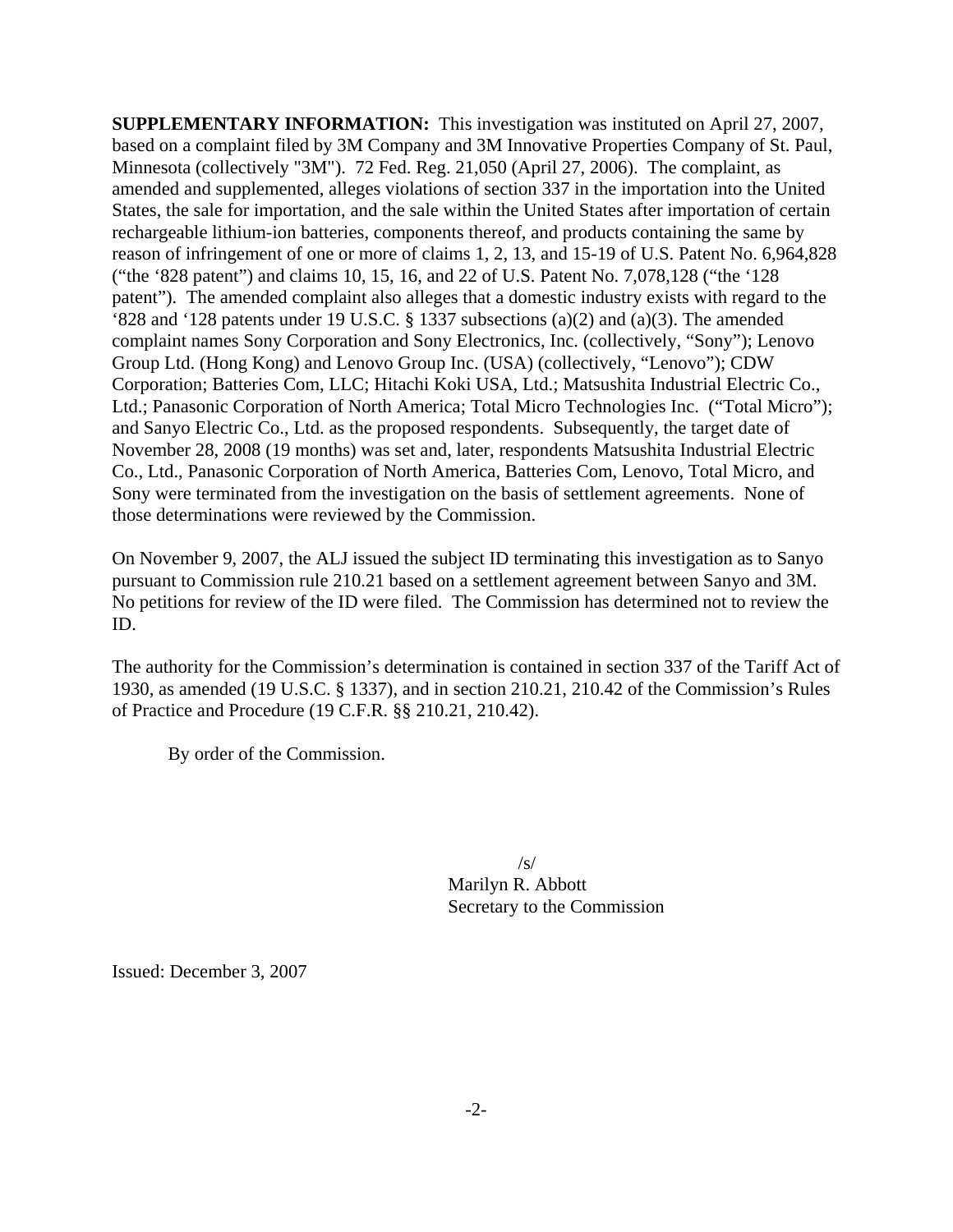**SUPPLEMENTARY INFORMATION:** This investigation was instituted on April 27, 2007, based on a complaint filed by 3M Company and 3M Innovative Properties Company of St. Paul, Minnesota (collectively "3M"). 72 Fed. Reg. 21,050 (April 27, 2006). The complaint, as amended and supplemented, alleges violations of section 337 in the importation into the United States, the sale for importation, and the sale within the United States after importation of certain rechargeable lithium-ion batteries, components thereof, and products containing the same by reason of infringement of one or more of claims 1, 2, 13, and 15-19 of U.S. Patent No. 6,964,828 ("the '828 patent") and claims 10, 15, 16, and 22 of U.S. Patent No. 7,078,128 ("the '128 patent"). The amended complaint also alleges that a domestic industry exists with regard to the '828 and '128 patents under 19 U.S.C. § 1337 subsections (a)(2) and (a)(3). The amended complaint names Sony Corporation and Sony Electronics, Inc. (collectively, "Sony"); Lenovo Group Ltd. (Hong Kong) and Lenovo Group Inc. (USA) (collectively, "Lenovo"); CDW Corporation; Batteries Com, LLC; Hitachi Koki USA, Ltd.; Matsushita Industrial Electric Co., Ltd.; Panasonic Corporation of North America; Total Micro Technologies Inc. ("Total Micro"); and Sanyo Electric Co., Ltd. as the proposed respondents. Subsequently, the target date of November 28, 2008 (19 months) was set and, later, respondents Matsushita Industrial Electric Co., Ltd., Panasonic Corporation of North America, Batteries Com, Lenovo, Total Micro, and Sony were terminated from the investigation on the basis of settlement agreements. None of those determinations were reviewed by the Commission.

On November 9, 2007, the ALJ issued the subject ID terminating this investigation as to Sanyo pursuant to Commission rule 210.21 based on a settlement agreement between Sanyo and 3M. No petitions for review of the ID were filed. The Commission has determined not to review the ID.

The authority for the Commission's determination is contained in section 337 of the Tariff Act of 1930, as amended (19 U.S.C. § 1337), and in section 210.21, 210.42 of the Commission's Rules of Practice and Procedure (19 C.F.R. §§ 210.21, 210.42).

By order of the Commission.

/s/
Marilyn R. Abbott
Secretary to the Commission

Issued: December 3, 2007